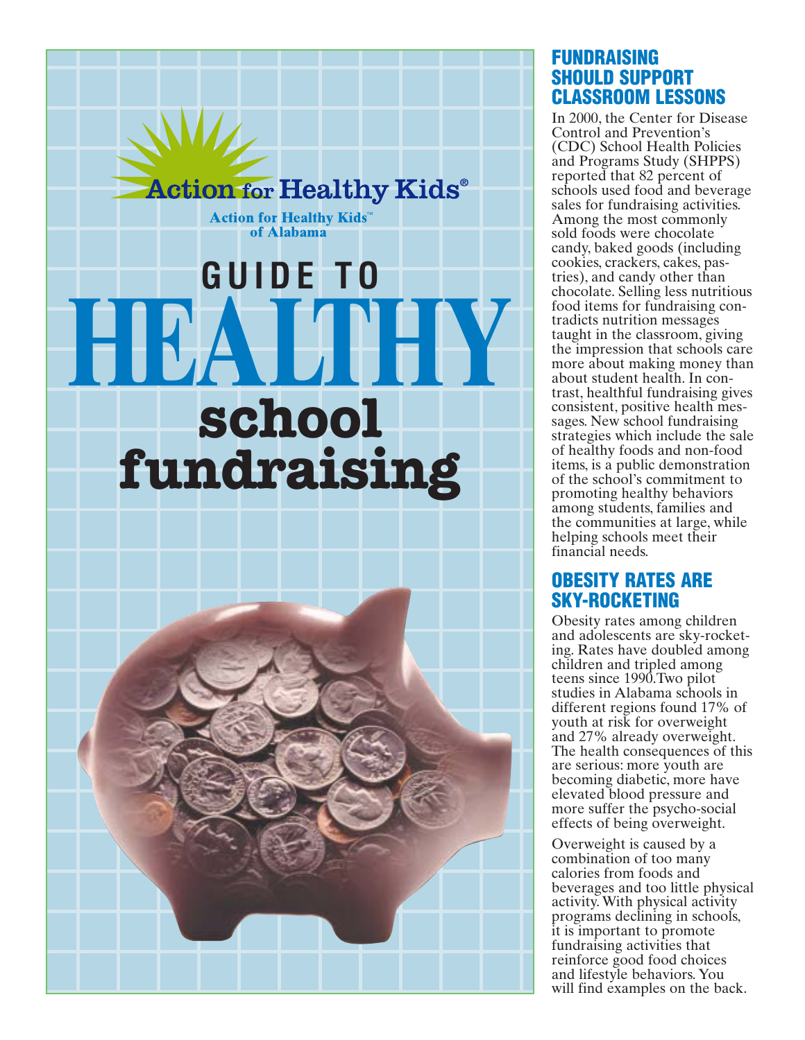Action for Healthy Kids®

Action for Healthy Kids™ of Alabama

# GUIDE TO HEALTHY school fundraising

## FUNDRAISING SHOULD SUPPORT CLASSROOM LESSONS

In 2000, the Center for Disease Control and Prevention's (CDC) School Health Policies and Programs Study (SHPPS) reported that 82 percent of schools used food and beverage sales for fundraising activities. Among the most commonly sold foods were chocolate candy, baked goods (including cookies, crackers, cakes, pastries), and candy other than chocolate. Selling less nutritious food items for fundraising contradicts nutrition messages taught in the classroom, giving the impression that schools care more about making money than about student health. In contrast, healthful fundraising gives consistent, positive health messages. New school fundraising strategies which include the sale of healthy foods and non-food items, is a public demonstration of the school's commitment to promoting healthy behaviors among students, families and the communities at large, while helping schools meet their financial needs.

## OBESITY RATES ARE SKY-ROCKETING

Obesity rates among children and adolescents are sky-rocketing. Rates have doubled among children and tripled among teens since 1990.Two pilot studies in Alabama schools in different regions found 17% of youth at risk for overweight and 27% already overweight. The health consequences of this are serious: more youth are becoming diabetic, more have elevated blood pressure and more suffer the psycho-social effects of being overweight.

Overweight is caused by a combination of too many calories from foods and beverages and too little physical activity. With physical activity programs declining in schools, it is important to promote fundraising activities that reinforce good food choices and lifestyle behaviors. You will find examples on the back.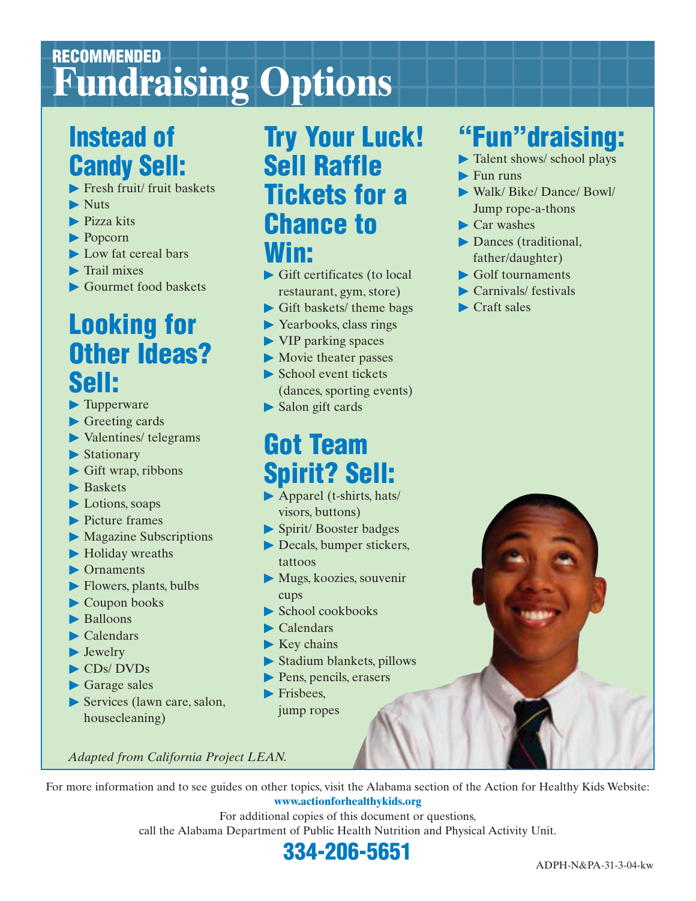RECOMMENDED

# Fundraising Options

## Instead of Candy Sell:

- Fresh fruit/ fruit baskets
- Nuts
- Pizza kits
- Popcorn
- Low fat cereal bars
- Trail mixes
- Gourmet food baskets

## Looking for Other Ideas? Sell:

- Tupperware
- Greeting cards
- Valentines/ telegrams
- Stationary
- Gift wrap, ribbons
- Baskets
- Lotions, soaps
- Picture frames
- Magazine Subscriptions
- Holiday wreaths
- Ornaments
- Flowers, plants, bulbs
- Coupon books
- Balloons
- Calendars
- Jewelry
- CDs/ DVDs
- Garage sales
- Services (lawn care, salon, housecleaning)

## Try Your Luck! Sell Raffle Tickets for a Chance to Win:

- Gift certificates (to local restaurant, gym, store)
- Gift baskets/ theme bags
- Yearbooks, class rings
- VIP parking spaces
- Movie theater passes
- School event tickets (dances, sporting events)
- Salon gift cards

## Got Team Spirit? Sell:

- Apparel (t-shirts, hats/ visors, buttons)
- Spirit/ Booster badges
- Decals, bumper stickers, tattoos
- Mugs, koozies, souvenir cups
- School cookbooks
- Calendars
- Key chains
- Stadium blankets, pillows
- Pens, pencils, erasers
- Frisbees, jump ropes

## "Fun"draising:

- Talent shows/ school plays
- Fun runs
- Walk/ Bike/ Dance/ Bowl/ Jump rope-a-thons
- Car washes
- Dances (traditional, father/daughter)
- Golf tournaments
- Carnivals/ festivals
- Craft sales

*Adapted from California Project LEAN.*

For more information and to see guides on other topics, visit the Alabama section of the Action for Healthy Kids Website:
**www.actionforhealthykids.org**

For additional copies of this document or questions,
call the Alabama Department of Public Health Nutrition and Physical Activity Unit.

**334-206-5651**

ADPH-N&PA-31-3-04-kw